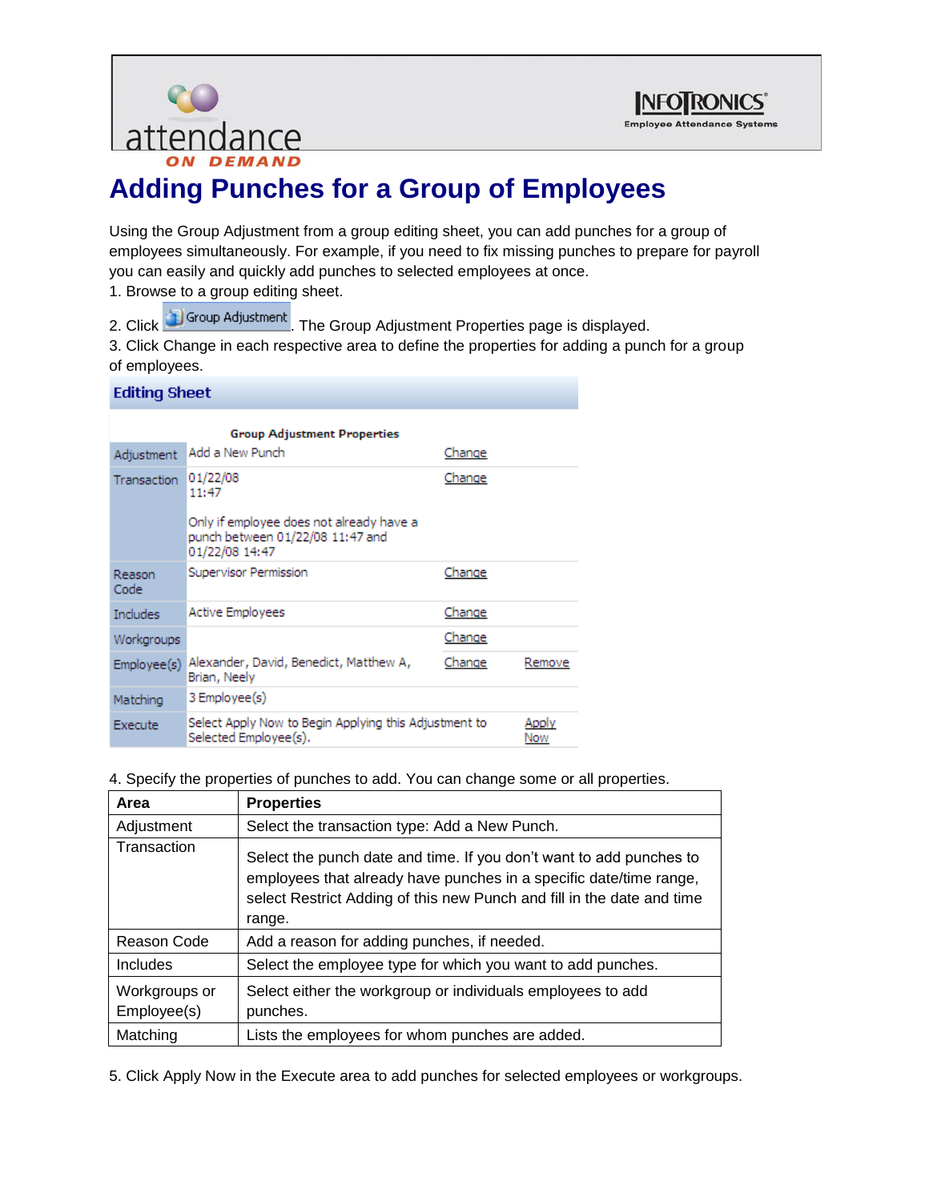# Adding Punches for a Group of Employees

Using the Group Adjustment from a group editing sheet, you can add punches for a group of employees simultaneously. For example, if you need to fix missing punches to prepare for payroll you can easily and quickly add punches to selected employees at once.

1. Browse to a group editing sheet.
2. Click Group Adjustment. The Group Adjustment Properties page is displayed.
3. Click Change in each respective area to define the properties for adding a punch for a group of employees.

**Editing Sheet**

| Group Adjustment Properties | | | |
|---|---|---|---|
| Adjustment | Add a New Punch | Change | |
| Transaction | 01/22/08 11:47<br><br>Only if employee does not already have a punch between 01/22/08 11:47 and 01/22/08 14:47 | Change | |
| Reason Code | Supervisor Permission | Change | |
| Includes | Active Employees | Change | |
| Workgroups | | Change | |
| Employee(s) | Alexander, David, Benedict, Matthew A, Brian, Neely | Change | Remove |
| Matching | 3 Employee(s) | | |
| Execute | Select Apply Now to Begin Applying this Adjustment to Selected Employee(s). | | Apply Now |

4. Specify the properties of punches to add. You can change some or all properties.

| Area | Properties |
|---|---|
| Adjustment | Select the transaction type: Add a New Punch. |
| Transaction | Select the punch date and time. If you don't want to add punches to employees that already have punches in a specific date/time range, select Restrict Adding of this new Punch and fill in the date and time range. |
| Reason Code | Add a reason for adding punches, if needed. |
| Includes | Select the employee type for which you want to add punches. |
| Workgroups or Employee(s) | Select either the workgroup or individuals employees to add punches. |
| Matching | Lists the employees for whom punches are added. |

5. Click Apply Now in the Execute area to add punches for selected employees or workgroups.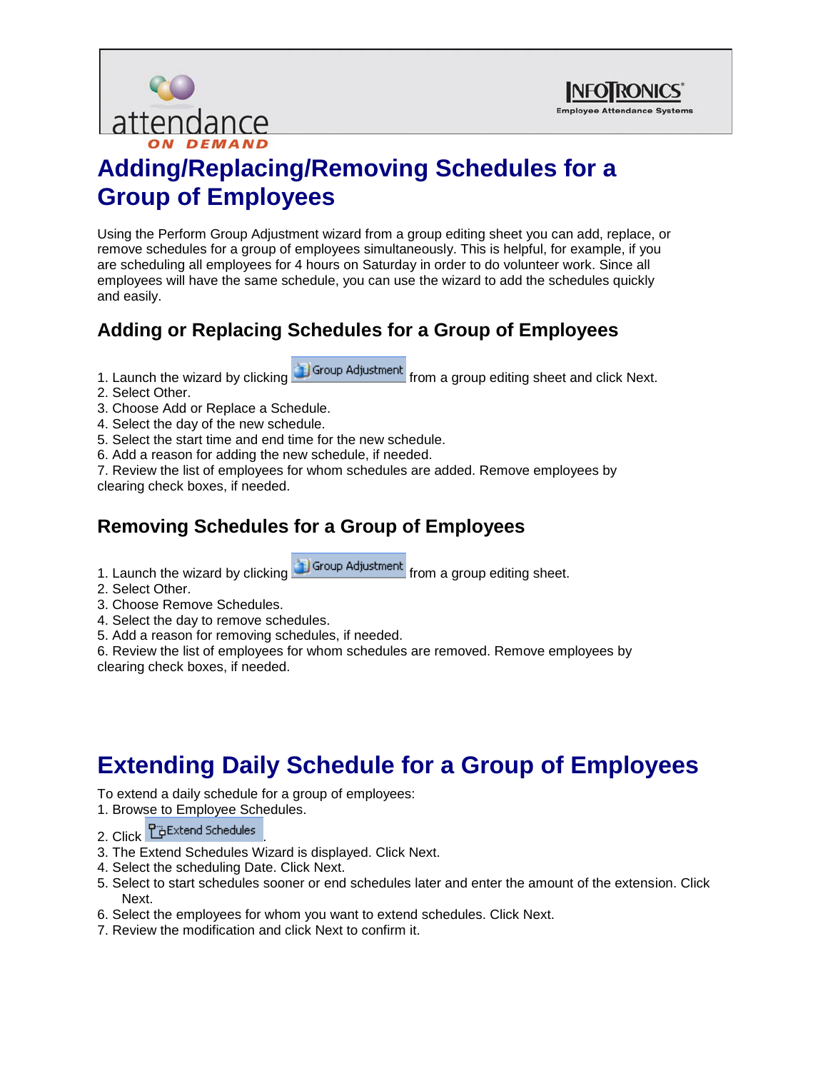# Adding/Replacing/Removing Schedules for a Group of Employees

Using the Perform Group Adjustment wizard from a group editing sheet you can add, replace, or remove schedules for a group of employees simultaneously. This is helpful, for example, if you are scheduling all employees for 4 hours on Saturday in order to do volunteer work. Since all employees will have the same schedule, you can use the wizard to add the schedules quickly and easily.

## Adding or Replacing Schedules for a Group of Employees

1. Launch the wizard by clicking Group Adjustment from a group editing sheet and click Next.
2. Select Other.
3. Choose Add or Replace a Schedule.
4. Select the day of the new schedule.
5. Select the start time and end time for the new schedule.
6. Add a reason for adding the new schedule, if needed.
7. Review the list of employees for whom schedules are added. Remove employees by clearing check boxes, if needed.

## Removing Schedules for a Group of Employees

1. Launch the wizard by clicking Group Adjustment from a group editing sheet.
2. Select Other.
3. Choose Remove Schedules.
4. Select the day to remove schedules.
5. Add a reason for removing schedules, if needed.
6. Review the list of employees for whom schedules are removed. Remove employees by clearing check boxes, if needed.

# Extending Daily Schedule for a Group of Employees

To extend a daily schedule for a group of employees:

1. Browse to Employee Schedules.
2. Click Extend Schedules.
3. The Extend Schedules Wizard is displayed. Click Next.
4. Select the scheduling Date. Click Next.
5. Select to start schedules sooner or end schedules later and enter the amount of the extension. Click Next.
6. Select the employees for whom you want to extend schedules. Click Next.
7. Review the modification and click Next to confirm it.